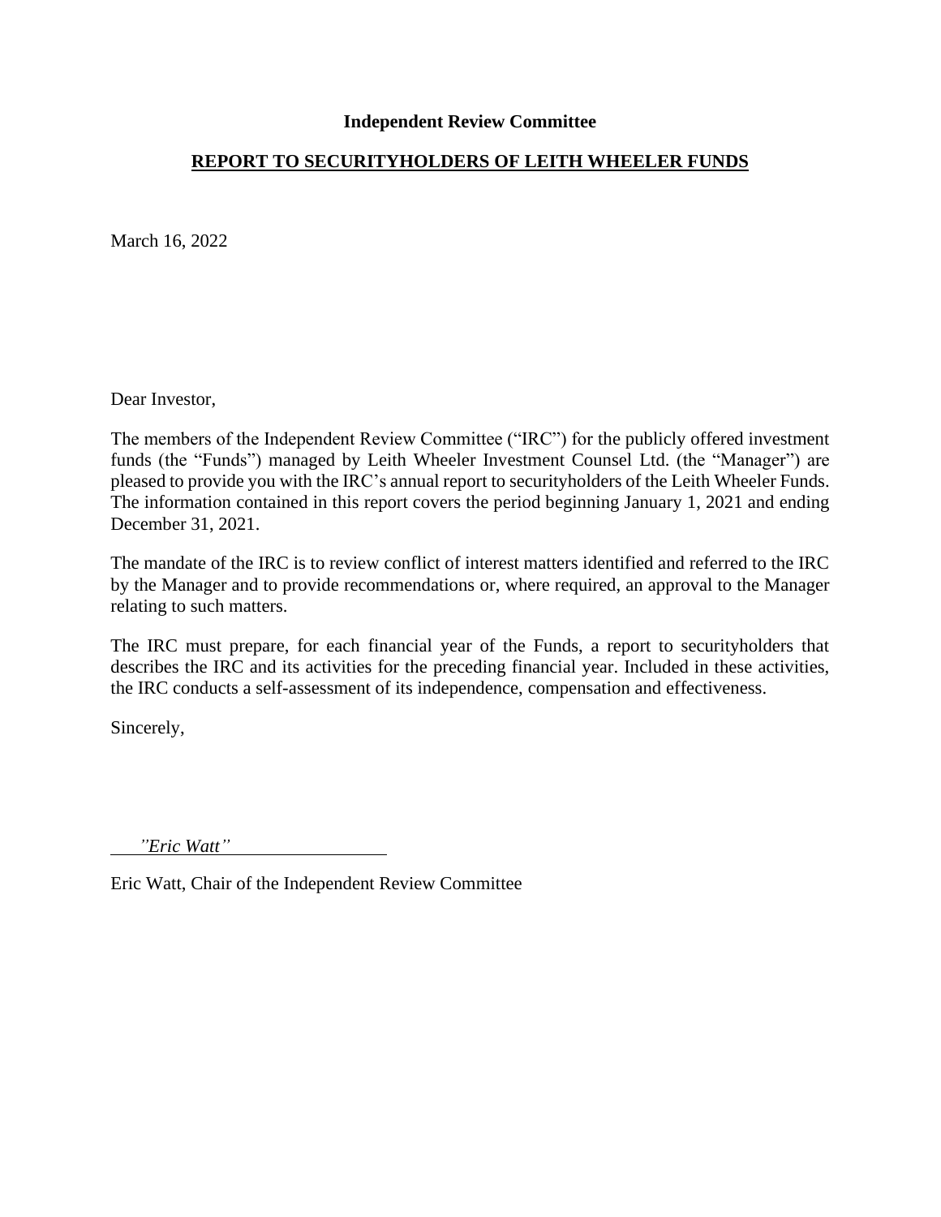**Independent Review Committee**

## REPORT TO SECURITYHOLDERS OF LEITH WHEELER FUNDS

March 16, 2022

Dear Investor,

The members of the Independent Review Committee ("IRC") for the publicly offered investment funds (the "Funds") managed by Leith Wheeler Investment Counsel Ltd. (the "Manager") are pleased to provide you with the IRC's annual report to securityholders of the Leith Wheeler Funds. The information contained in this report covers the period beginning January 1, 2021 and ending December 31, 2021.

The mandate of the IRC is to review conflict of interest matters identified and referred to the IRC by the Manager and to provide recommendations or, where required, an approval to the Manager relating to such matters.

The IRC must prepare, for each financial year of the Funds, a report to securityholders that describes the IRC and its activities for the preceding financial year. Included in these activities, the IRC conducts a self-assessment of its independence, compensation and effectiveness.

Sincerely,

*"Eric Watt"*

Eric Watt, Chair of the Independent Review Committee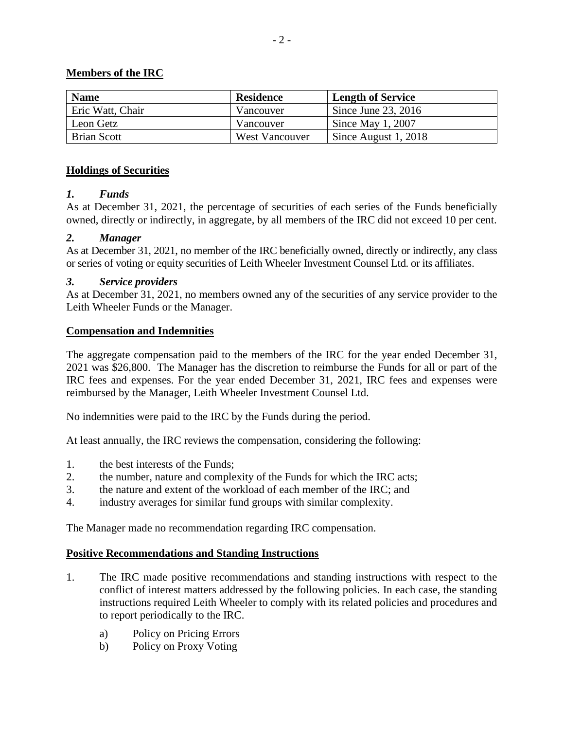## Members of the IRC

| Name | Residence | Length of Service |
| --- | --- | --- |
| Eric Watt, Chair | Vancouver | Since June 23, 2016 |
| Leon Getz | Vancouver | Since May 1, 2007 |
| Brian Scott | West Vancouver | Since August 1, 2018 |

## Holdings of Securities

### *1. Funds*

As at December 31, 2021, the percentage of securities of each series of the Funds beneficially owned, directly or indirectly, in aggregate, by all members of the IRC did not exceed 10 per cent.

### *2. Manager*

As at December 31, 2021, no member of the IRC beneficially owned, directly or indirectly, any class or series of voting or equity securities of Leith Wheeler Investment Counsel Ltd. or its affiliates.

### *3. Service providers*

As at December 31, 2021, no members owned any of the securities of any service provider to the Leith Wheeler Funds or the Manager.

## Compensation and Indemnities

The aggregate compensation paid to the members of the IRC for the year ended December 31, 2021 was $26,800. The Manager has the discretion to reimburse the Funds for all or part of the IRC fees and expenses. For the year ended December 31, 2021, IRC fees and expenses were reimbursed by the Manager, Leith Wheeler Investment Counsel Ltd.

No indemnities were paid to the IRC by the Funds during the period.

At least annually, the IRC reviews the compensation, considering the following:

1. the best interests of the Funds;
2. the number, nature and complexity of the Funds for which the IRC acts;
3. the nature and extent of the workload of each member of the IRC; and
4. industry averages for similar fund groups with similar complexity.

The Manager made no recommendation regarding IRC compensation.

## Positive Recommendations and Standing Instructions

1. The IRC made positive recommendations and standing instructions with respect to the conflict of interest matters addressed by the following policies. In each case, the standing instructions required Leith Wheeler to comply with its related policies and procedures and to report periodically to the IRC.

   a) Policy on Pricing Errors
   b) Policy on Proxy Voting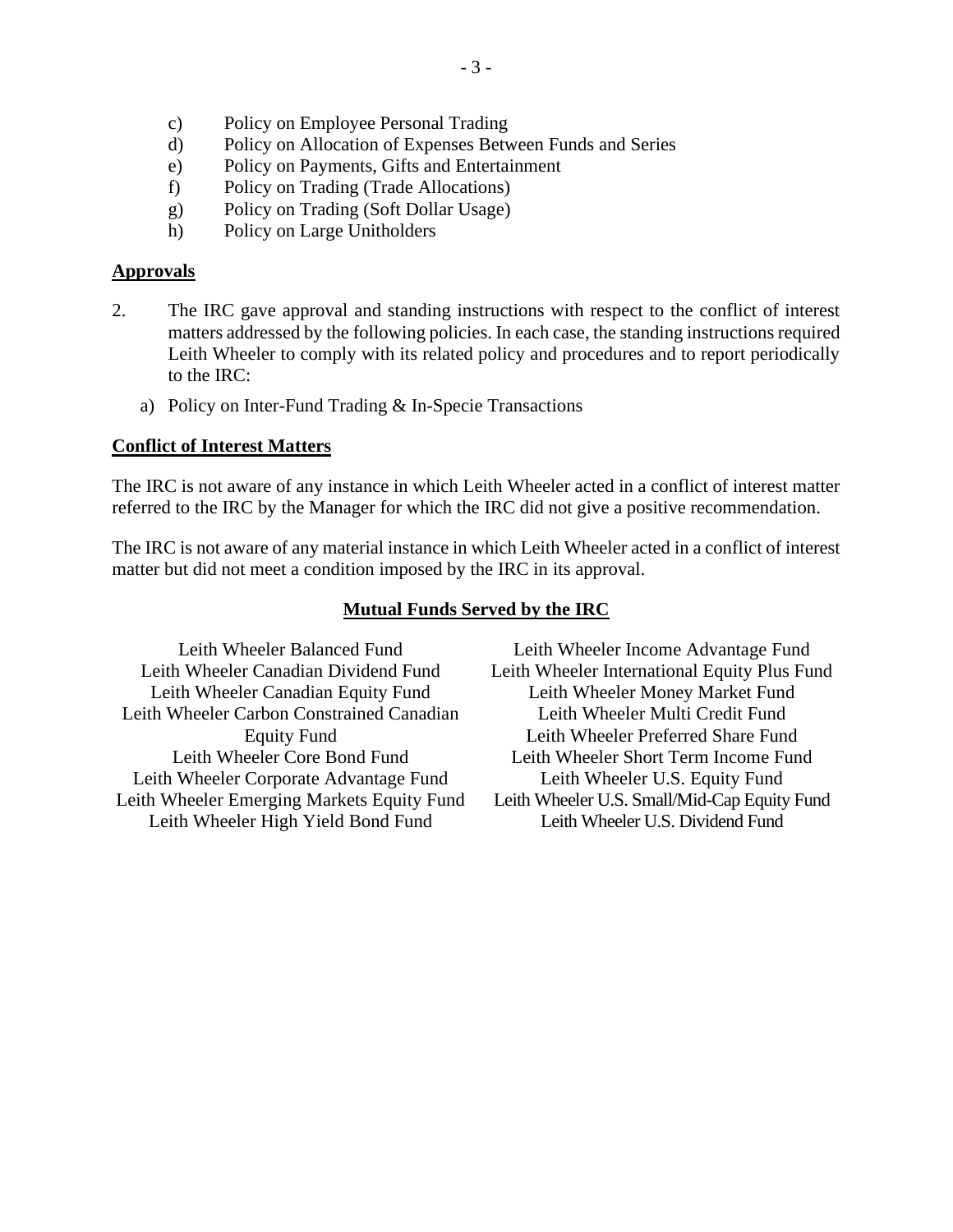c) Policy on Employee Personal Trading
d) Policy on Allocation of Expenses Between Funds and Series
e) Policy on Payments, Gifts and Entertainment
f) Policy on Trading (Trade Allocations)
g) Policy on Trading (Soft Dollar Usage)
h) Policy on Large Unitholders

**Approvals**

2. The IRC gave approval and standing instructions with respect to the conflict of interest matters addressed by the following policies. In each case, the standing instructions required Leith Wheeler to comply with its related policy and procedures and to report periodically to the IRC:

   a) Policy on Inter-Fund Trading & In-Specie Transactions

**Conflict of Interest Matters**

The IRC is not aware of any instance in which Leith Wheeler acted in a conflict of interest matter referred to the IRC by the Manager for which the IRC did not give a positive recommendation.

The IRC is not aware of any material instance in which Leith Wheeler acted in a conflict of interest matter but did not meet a condition imposed by the IRC in its approval.

**Mutual Funds Served by the IRC**

Leith Wheeler Balanced Fund
Leith Wheeler Canadian Dividend Fund
Leith Wheeler Canadian Equity Fund
Leith Wheeler Carbon Constrained Canadian Equity Fund
Leith Wheeler Core Bond Fund
Leith Wheeler Corporate Advantage Fund
Leith Wheeler Emerging Markets Equity Fund
Leith Wheeler High Yield Bond Fund
Leith Wheeler Income Advantage Fund
Leith Wheeler International Equity Plus Fund
Leith Wheeler Money Market Fund
Leith Wheeler Multi Credit Fund
Leith Wheeler Preferred Share Fund
Leith Wheeler Short Term Income Fund
Leith Wheeler U.S. Equity Fund
Leith Wheeler U.S. Small/Mid-Cap Equity Fund
Leith Wheeler U.S. Dividend Fund